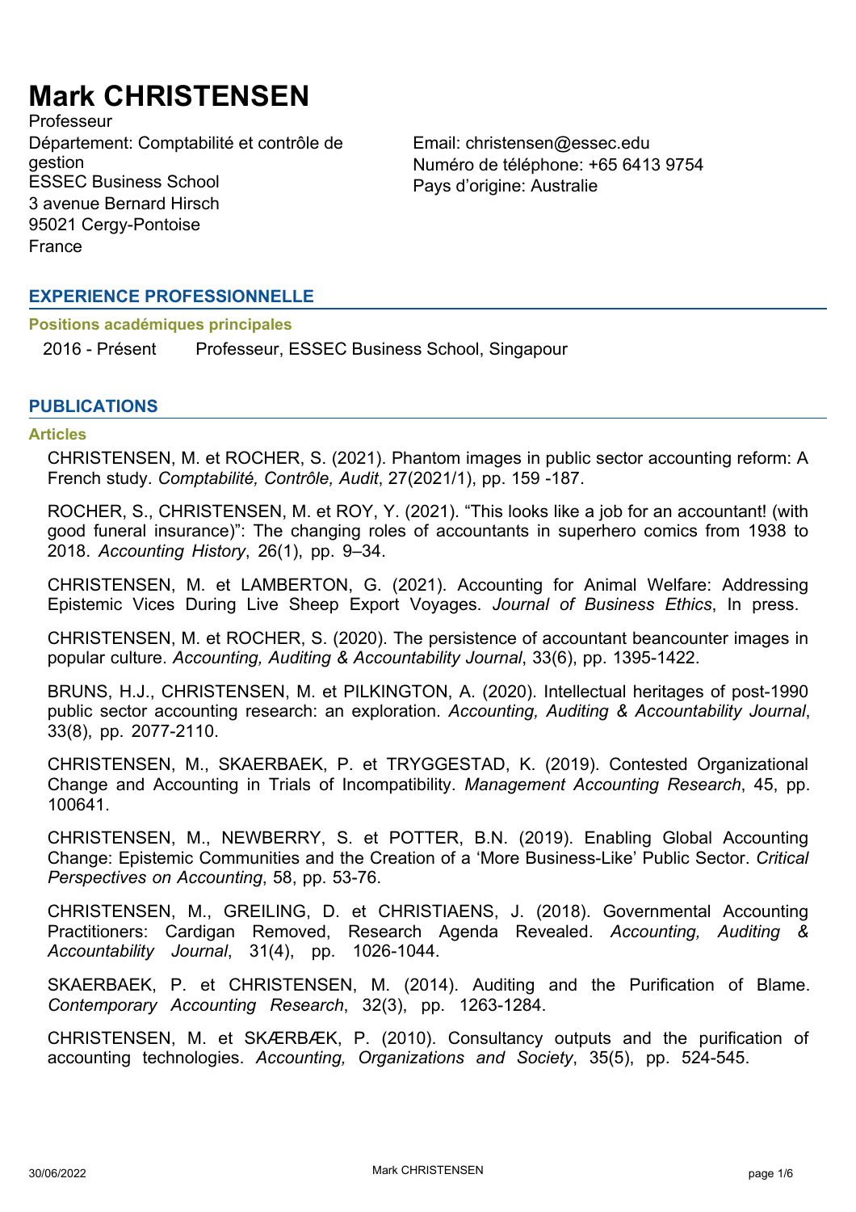# Mark CHRISTENSEN

Professeur
Département: Comptabilité et contrôle de gestion
ESSEC Business School
3 avenue Bernard Hirsch
95021 Cergy-Pontoise
France

Email: christensen@essec.edu
Numéro de téléphone: +65 6413 9754
Pays d'origine: Australie

## EXPERIENCE PROFESSIONNELLE

### Positions académiques principales

2016 - Présent Professeur, ESSEC Business School, Singapour

## PUBLICATIONS

### Articles

CHRISTENSEN, M. et ROCHER, S. (2021). Phantom images in public sector accounting reform: A French study. *Comptabilité, Contrôle, Audit*, 27(2021/1), pp. 159 -187.

ROCHER, S., CHRISTENSEN, M. et ROY, Y. (2021). "This looks like a job for an accountant! (with good funeral insurance)": The changing roles of accountants in superhero comics from 1938 to 2018. *Accounting History*, 26(1), pp. 9–34.

CHRISTENSEN, M. et LAMBERTON, G. (2021). Accounting for Animal Welfare: Addressing Epistemic Vices During Live Sheep Export Voyages. *Journal of Business Ethics*, In press.

CHRISTENSEN, M. et ROCHER, S. (2020). The persistence of accountant beancounter images in popular culture. *Accounting, Auditing & Accountability Journal*, 33(6), pp. 1395-1422.

BRUNS, H.J., CHRISTENSEN, M. et PILKINGTON, A. (2020). Intellectual heritages of post-1990 public sector accounting research: an exploration. *Accounting, Auditing & Accountability Journal*, 33(8), pp. 2077-2110.

CHRISTENSEN, M., SKAERBAEK, P. et TRYGGESTAD, K. (2019). Contested Organizational Change and Accounting in Trials of Incompatibility. *Management Accounting Research*, 45, pp. 100641.

CHRISTENSEN, M., NEWBERRY, S. et POTTER, B.N. (2019). Enabling Global Accounting Change: Epistemic Communities and the Creation of a 'More Business-Like' Public Sector. *Critical Perspectives on Accounting*, 58, pp. 53-76.

CHRISTENSEN, M., GREILING, D. et CHRISTIAENS, J. (2018). Governmental Accounting Practitioners: Cardigan Removed, Research Agenda Revealed. *Accounting, Auditing & Accountability Journal*, 31(4), pp. 1026-1044.

SKAERBAEK, P. et CHRISTENSEN, M. (2014). Auditing and the Purification of Blame. *Contemporary Accounting Research*, 32(3), pp. 1263-1284.

CHRISTENSEN, M. et SKÆRBÆK, P. (2010). Consultancy outputs and the purification of accounting technologies. *Accounting, Organizations and Society*, 35(5), pp. 524-545.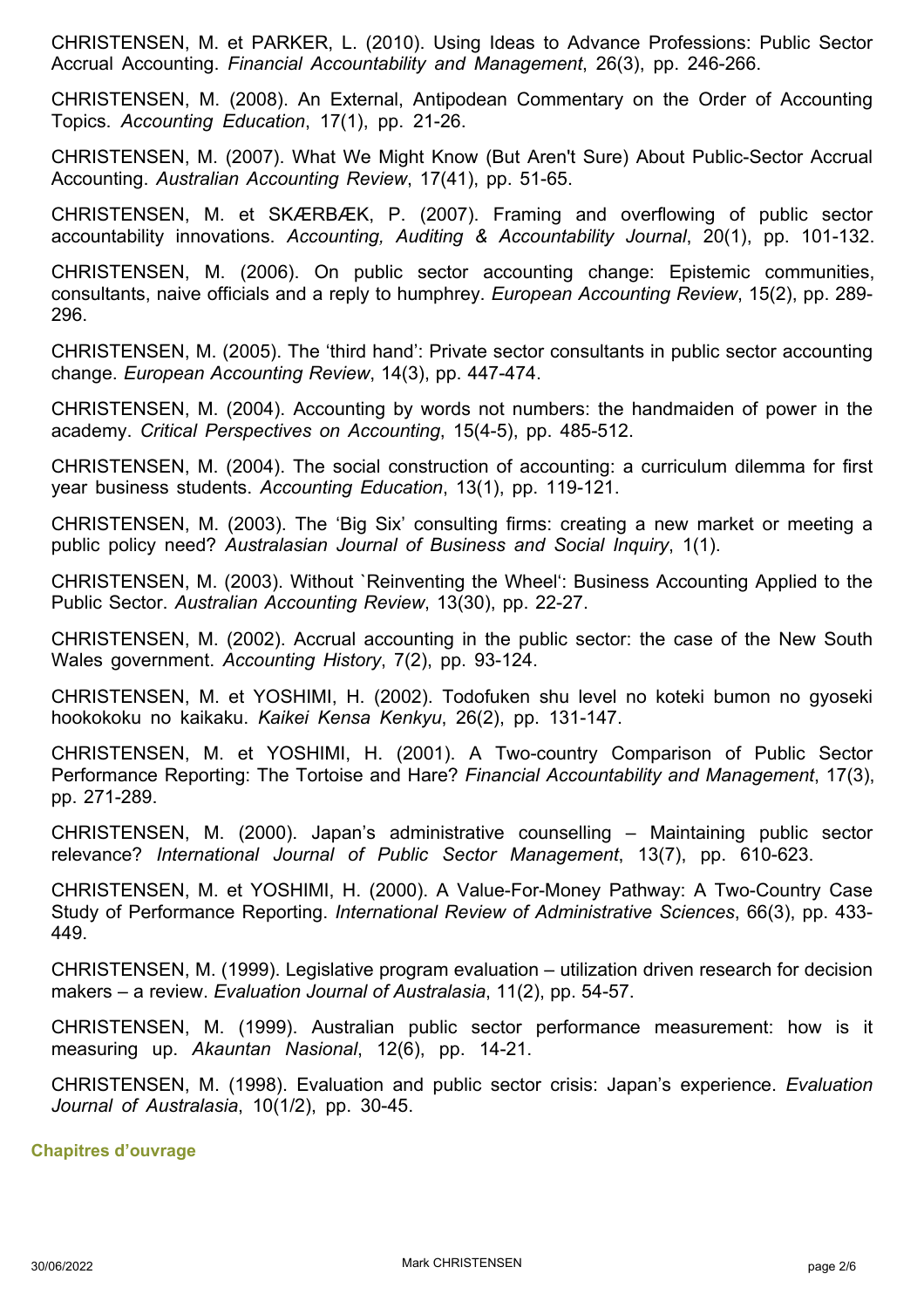CHRISTENSEN, M. et PARKER, L. (2010). Using Ideas to Advance Professions: Public Sector Accrual Accounting. *Financial Accountability and Management*, 26(3), pp. 246-266.

CHRISTENSEN, M. (2008). An External, Antipodean Commentary on the Order of Accounting Topics. *Accounting Education*, 17(1), pp. 21-26.

CHRISTENSEN, M. (2007). What We Might Know (But Aren't Sure) About Public-Sector Accrual Accounting. *Australian Accounting Review*, 17(41), pp. 51-65.

CHRISTENSEN, M. et SKÆRBÆK, P. (2007). Framing and overflowing of public sector accountability innovations. *Accounting, Auditing & Accountability Journal*, 20(1), pp. 101-132.

CHRISTENSEN, M. (2006). On public sector accounting change: Epistemic communities, consultants, naive officials and a reply to humphrey. *European Accounting Review*, 15(2), pp. 289-296.

CHRISTENSEN, M. (2005). The 'third hand': Private sector consultants in public sector accounting change. *European Accounting Review*, 14(3), pp. 447-474.

CHRISTENSEN, M. (2004). Accounting by words not numbers: the handmaiden of power in the academy. *Critical Perspectives on Accounting*, 15(4-5), pp. 485-512.

CHRISTENSEN, M. (2004). The social construction of accounting: a curriculum dilemma for first year business students. *Accounting Education*, 13(1), pp. 119-121.

CHRISTENSEN, M. (2003). The 'Big Six' consulting firms: creating a new market or meeting a public policy need? *Australasian Journal of Business and Social Inquiry*, 1(1).

CHRISTENSEN, M. (2003). Without `Reinventing the Wheel': Business Accounting Applied to the Public Sector. *Australian Accounting Review*, 13(30), pp. 22-27.

CHRISTENSEN, M. (2002). Accrual accounting in the public sector: the case of the New South Wales government. *Accounting History*, 7(2), pp. 93-124.

CHRISTENSEN, M. et YOSHIMI, H. (2002). Todofuken shu level no koteki bumon no gyoseki hookokoku no kaikaku. *Kaikei Kensa Kenkyu*, 26(2), pp. 131-147.

CHRISTENSEN, M. et YOSHIMI, H. (2001). A Two-country Comparison of Public Sector Performance Reporting: The Tortoise and Hare? *Financial Accountability and Management*, 17(3), pp. 271-289.

CHRISTENSEN, M. (2000). Japan's administrative counselling – Maintaining public sector relevance? *International Journal of Public Sector Management*, 13(7), pp. 610-623.

CHRISTENSEN, M. et YOSHIMI, H. (2000). A Value-For-Money Pathway: A Two-Country Case Study of Performance Reporting. *International Review of Administrative Sciences*, 66(3), pp. 433-449.

CHRISTENSEN, M. (1999). Legislative program evaluation – utilization driven research for decision makers – a review. *Evaluation Journal of Australasia*, 11(2), pp. 54-57.

CHRISTENSEN, M. (1999). Australian public sector performance measurement: how is it measuring up. *Akauntan Nasional*, 12(6), pp. 14-21.

CHRISTENSEN, M. (1998). Evaluation and public sector crisis: Japan's experience. *Evaluation Journal of Australasia*, 10(1/2), pp. 30-45.

### Chapitres d'ouvrage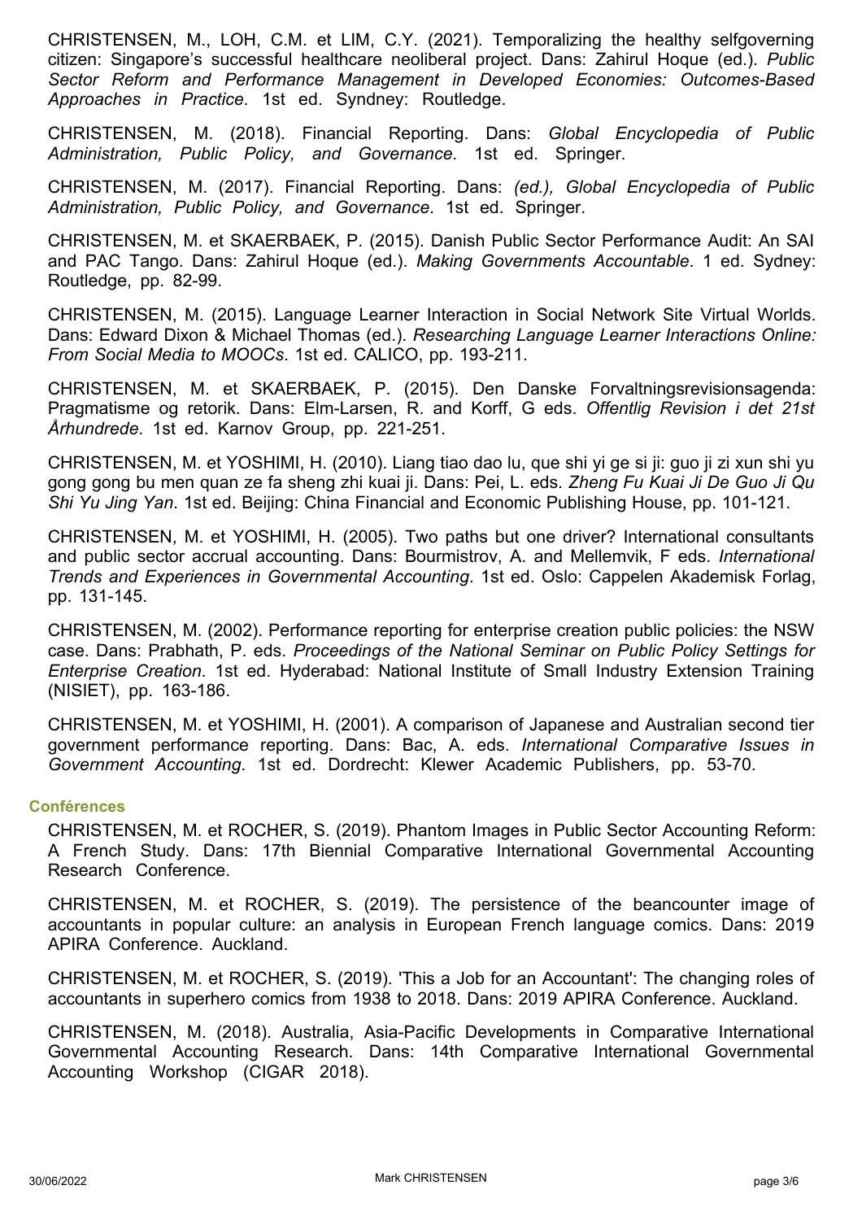CHRISTENSEN, M., LOH, C.M. et LIM, C.Y. (2021). Temporalizing the healthy selfgoverning citizen: Singapore's successful healthcare neoliberal project. Dans: Zahirul Hoque (ed.). *Public Sector Reform and Performance Management in Developed Economies: Outcomes-Based Approaches in Practice*. 1st ed. Syndney: Routledge.

CHRISTENSEN, M. (2018). Financial Reporting. Dans: *Global Encyclopedia of Public Administration, Public Policy, and Governance*. 1st ed. Springer.

CHRISTENSEN, M. (2017). Financial Reporting. Dans: *(ed.), Global Encyclopedia of Public Administration, Public Policy, and Governance*. 1st ed. Springer.

CHRISTENSEN, M. et SKAERBAEK, P. (2015). Danish Public Sector Performance Audit: An SAI and PAC Tango. Dans: Zahirul Hoque (ed.). *Making Governments Accountable*. 1 ed. Sydney: Routledge, pp. 82-99.

CHRISTENSEN, M. (2015). Language Learner Interaction in Social Network Site Virtual Worlds. Dans: Edward Dixon & Michael Thomas (ed.). *Researching Language Learner Interactions Online: From Social Media to MOOCs*. 1st ed. CALICO, pp. 193-211.

CHRISTENSEN, M. et SKAERBAEK, P. (2015). Den Danske Forvaltningsrevisionsagenda: Pragmatisme og retorik. Dans: Elm-Larsen, R. and Korff, G eds. *Offentlig Revision i det 21st Århundrede*. 1st ed. Karnov Group, pp. 221-251.

CHRISTENSEN, M. et YOSHIMI, H. (2010). Liang tiao dao lu, que shi yi ge si ji: guo ji zi xun shi yu gong gong bu men quan ze fa sheng zhi kuai ji. Dans: Pei, L. eds. *Zheng Fu Kuai Ji De Guo Ji Qu Shi Yu Jing Yan*. 1st ed. Beijing: China Financial and Economic Publishing House, pp. 101-121.

CHRISTENSEN, M. et YOSHIMI, H. (2005). Two paths but one driver? International consultants and public sector accrual accounting. Dans: Bourmistrov, A. and Mellemvik, F eds. *International Trends and Experiences in Governmental Accounting*. 1st ed. Oslo: Cappelen Akademisk Forlag, pp. 131-145.

CHRISTENSEN, M. (2002). Performance reporting for enterprise creation public policies: the NSW case. Dans: Prabhath, P. eds. *Proceedings of the National Seminar on Public Policy Settings for Enterprise Creation*. 1st ed. Hyderabad: National Institute of Small Industry Extension Training (NISIET), pp. 163-186.

CHRISTENSEN, M. et YOSHIMI, H. (2001). A comparison of Japanese and Australian second tier government performance reporting. Dans: Bac, A. eds. *International Comparative Issues in Government Accounting*. 1st ed. Dordrecht: Klewer Academic Publishers, pp. 53-70.

### Conférences

CHRISTENSEN, M. et ROCHER, S. (2019). Phantom Images in Public Sector Accounting Reform: A French Study. Dans: 17th Biennial Comparative International Governmental Accounting Research Conference.

CHRISTENSEN, M. et ROCHER, S. (2019). The persistence of the beancounter image of accountants in popular culture: an analysis in European French language comics. Dans: 2019 APIRA Conference. Auckland.

CHRISTENSEN, M. et ROCHER, S. (2019). 'This a Job for an Accountant': The changing roles of accountants in superhero comics from 1938 to 2018. Dans: 2019 APIRA Conference. Auckland.

CHRISTENSEN, M. (2018). Australia, Asia-Pacific Developments in Comparative International Governmental Accounting Research. Dans: 14th Comparative International Governmental Accounting Workshop (CIGAR 2018).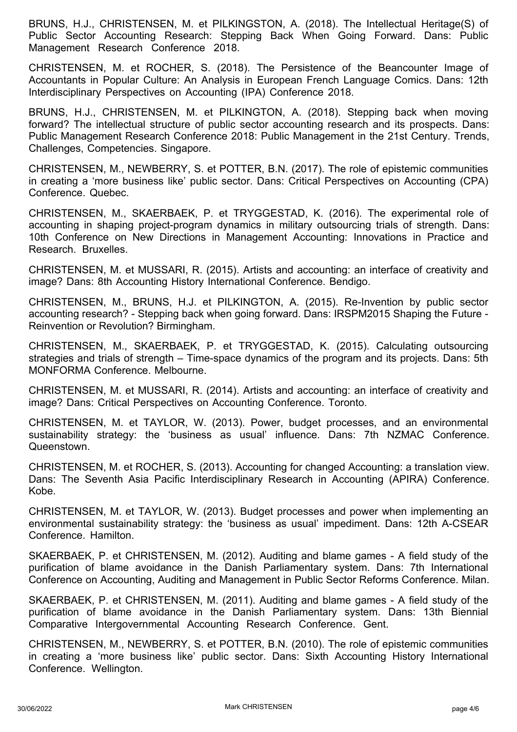BRUNS, H.J., CHRISTENSEN, M. et PILKINGSTON, A. (2018). The Intellectual Heritage(S) of Public Sector Accounting Research: Stepping Back When Going Forward. Dans: Public Management Research Conference 2018.

CHRISTENSEN, M. et ROCHER, S. (2018). The Persistence of the Beancounter Image of Accountants in Popular Culture: An Analysis in European French Language Comics. Dans: 12th Interdisciplinary Perspectives on Accounting (IPA) Conference 2018.

BRUNS, H.J., CHRISTENSEN, M. et PILKINGTON, A. (2018). Stepping back when moving forward? The intellectual structure of public sector accounting research and its prospects. Dans: Public Management Research Conference 2018: Public Management in the 21st Century. Trends, Challenges, Competencies. Singapore.

CHRISTENSEN, M., NEWBERRY, S. et POTTER, B.N. (2017). The role of epistemic communities in creating a 'more business like' public sector. Dans: Critical Perspectives on Accounting (CPA) Conference. Quebec.

CHRISTENSEN, M., SKAERBAEK, P. et TRYGGESTAD, K. (2016). The experimental role of accounting in shaping project-program dynamics in military outsourcing trials of strength. Dans: 10th Conference on New Directions in Management Accounting: Innovations in Practice and Research. Bruxelles.

CHRISTENSEN, M. et MUSSARI, R. (2015). Artists and accounting: an interface of creativity and image? Dans: 8th Accounting History International Conference. Bendigo.

CHRISTENSEN, M., BRUNS, H.J. et PILKINGTON, A. (2015). Re-Invention by public sector accounting research? - Stepping back when going forward. Dans: IRSPM2015 Shaping the Future - Reinvention or Revolution? Birmingham.

CHRISTENSEN, M., SKAERBAEK, P. et TRYGGESTAD, K. (2015). Calculating outsourcing strategies and trials of strength – Time-space dynamics of the program and its projects. Dans: 5th MONFORMA Conference. Melbourne.

CHRISTENSEN, M. et MUSSARI, R. (2014). Artists and accounting: an interface of creativity and image? Dans: Critical Perspectives on Accounting Conference. Toronto.

CHRISTENSEN, M. et TAYLOR, W. (2013). Power, budget processes, and an environmental sustainability strategy: the 'business as usual' influence. Dans: 7th NZMAC Conference. Queenstown.

CHRISTENSEN, M. et ROCHER, S. (2013). Accounting for changed Accounting: a translation view. Dans: The Seventh Asia Pacific Interdisciplinary Research in Accounting (APIRA) Conference. Kobe.

CHRISTENSEN, M. et TAYLOR, W. (2013). Budget processes and power when implementing an environmental sustainability strategy: the 'business as usual' impediment. Dans: 12th A-CSEAR Conference. Hamilton.

SKAERBAEK, P. et CHRISTENSEN, M. (2012). Auditing and blame games - A field study of the purification of blame avoidance in the Danish Parliamentary system. Dans: 7th International Conference on Accounting, Auditing and Management in Public Sector Reforms Conference. Milan.

SKAERBAEK, P. et CHRISTENSEN, M. (2011). Auditing and blame games - A field study of the purification of blame avoidance in the Danish Parliamentary system. Dans: 13th Biennial Comparative Intergovernmental Accounting Research Conference. Gent.

CHRISTENSEN, M., NEWBERRY, S. et POTTER, B.N. (2010). The role of epistemic communities in creating a 'more business like' public sector. Dans: Sixth Accounting History International Conference. Wellington.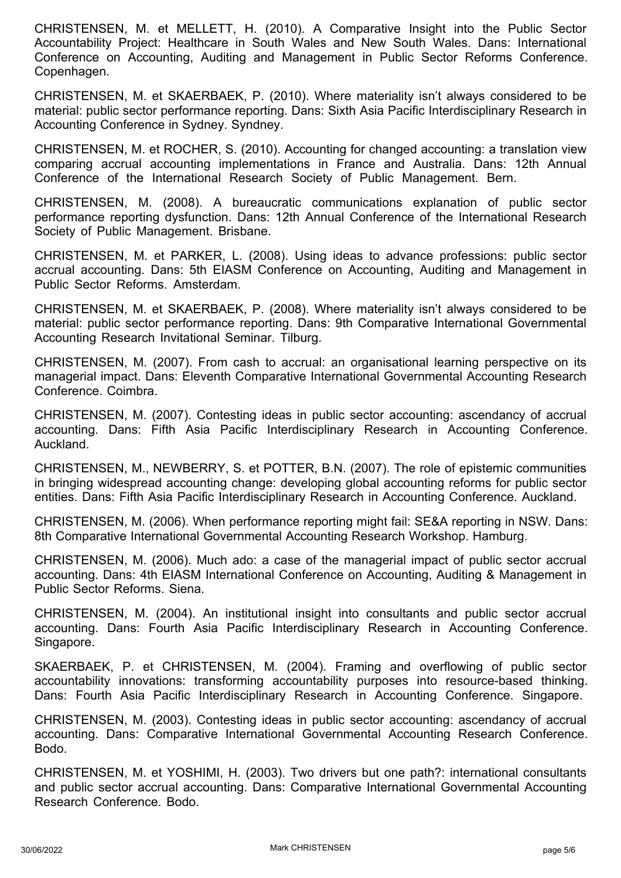CHRISTENSEN, M. et MELLETT, H. (2010). A Comparative Insight into the Public Sector Accountability Project: Healthcare in South Wales and New South Wales. Dans: International Conference on Accounting, Auditing and Management in Public Sector Reforms Conference. Copenhagen.

CHRISTENSEN, M. et SKAERBAEK, P. (2010). Where materiality isn't always considered to be material: public sector performance reporting. Dans: Sixth Asia Pacific Interdisciplinary Research in Accounting Conference in Sydney. Syndney.

CHRISTENSEN, M. et ROCHER, S. (2010). Accounting for changed accounting: a translation view comparing accrual accounting implementations in France and Australia. Dans: 12th Annual Conference of the International Research Society of Public Management. Bern.

CHRISTENSEN, M. (2008). A bureaucratic communications explanation of public sector performance reporting dysfunction. Dans: 12th Annual Conference of the International Research Society of Public Management. Brisbane.

CHRISTENSEN, M. et PARKER, L. (2008). Using ideas to advance professions: public sector accrual accounting. Dans: 5th EIASM Conference on Accounting, Auditing and Management in Public Sector Reforms. Amsterdam.

CHRISTENSEN, M. et SKAERBAEK, P. (2008). Where materiality isn't always considered to be material: public sector performance reporting. Dans: 9th Comparative International Governmental Accounting Research Invitational Seminar. Tilburg.

CHRISTENSEN, M. (2007). From cash to accrual: an organisational learning perspective on its managerial impact. Dans: Eleventh Comparative International Governmental Accounting Research Conference. Coimbra.

CHRISTENSEN, M. (2007). Contesting ideas in public sector accounting: ascendancy of accrual accounting. Dans: Fifth Asia Pacific Interdisciplinary Research in Accounting Conference. Auckland.

CHRISTENSEN, M., NEWBERRY, S. et POTTER, B.N. (2007). The role of epistemic communities in bringing widespread accounting change: developing global accounting reforms for public sector entities. Dans: Fifth Asia Pacific Interdisciplinary Research in Accounting Conference. Auckland.

CHRISTENSEN, M. (2006). When performance reporting might fail: SE&A reporting in NSW. Dans: 8th Comparative International Governmental Accounting Research Workshop. Hamburg.

CHRISTENSEN, M. (2006). Much ado: a case of the managerial impact of public sector accrual accounting. Dans: 4th EIASM International Conference on Accounting, Auditing & Management in Public Sector Reforms. Siena.

CHRISTENSEN, M. (2004). An institutional insight into consultants and public sector accrual accounting. Dans: Fourth Asia Pacific Interdisciplinary Research in Accounting Conference. Singapore.

SKAERBAEK, P. et CHRISTENSEN, M. (2004). Framing and overflowing of public sector accountability innovations: transforming accountability purposes into resource-based thinking. Dans: Fourth Asia Pacific Interdisciplinary Research in Accounting Conference. Singapore.

CHRISTENSEN, M. (2003). Contesting ideas in public sector accounting: ascendancy of accrual accounting. Dans: Comparative International Governmental Accounting Research Conference. Bodo.

CHRISTENSEN, M. et YOSHIMI, H. (2003). Two drivers but one path?: international consultants and public sector accrual accounting. Dans: Comparative International Governmental Accounting Research Conference. Bodo.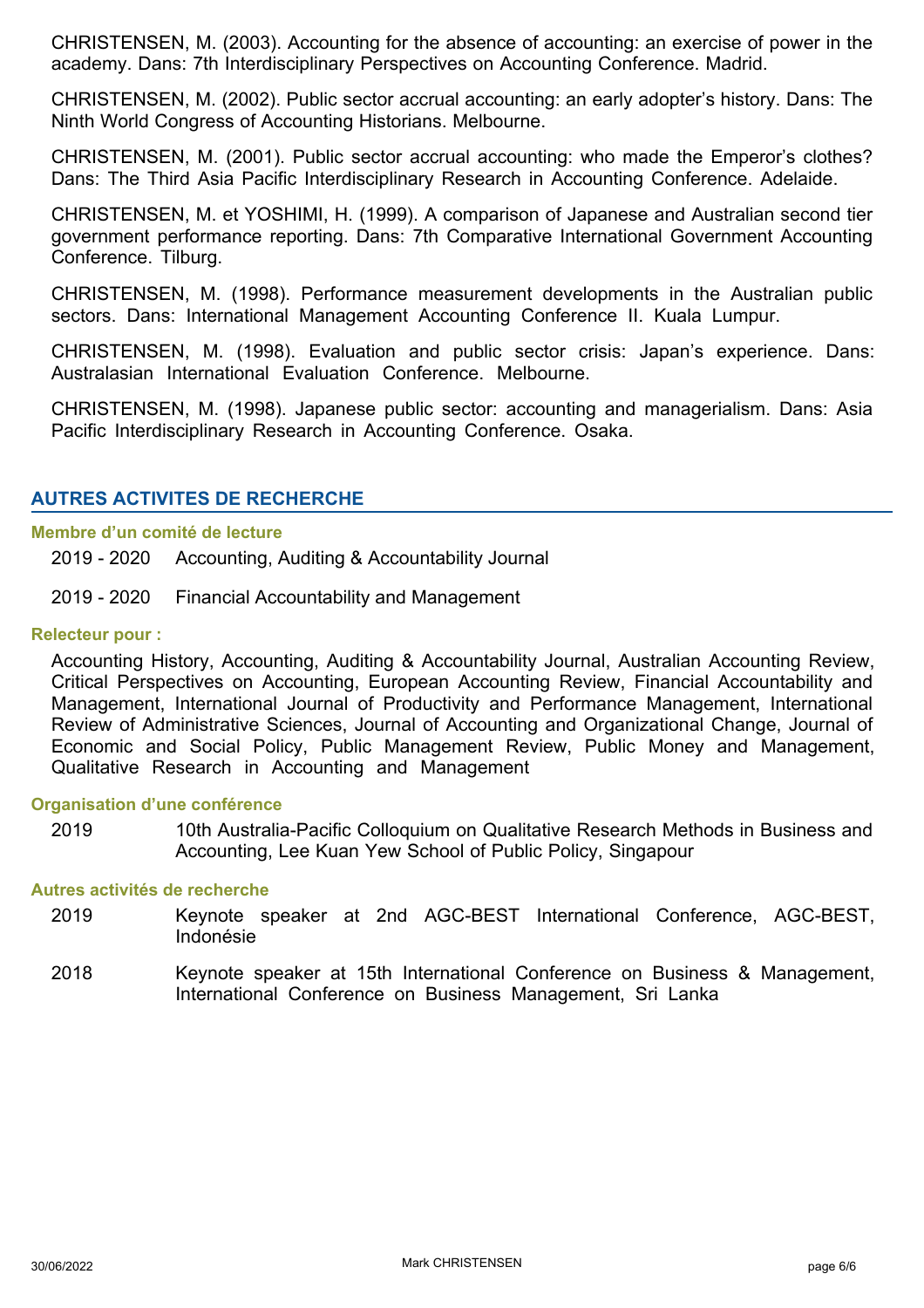CHRISTENSEN, M. (2003). Accounting for the absence of accounting: an exercise of power in the academy. Dans: 7th Interdisciplinary Perspectives on Accounting Conference. Madrid.

CHRISTENSEN, M. (2002). Public sector accrual accounting: an early adopter's history. Dans: The Ninth World Congress of Accounting Historians. Melbourne.

CHRISTENSEN, M. (2001). Public sector accrual accounting: who made the Emperor's clothes? Dans: The Third Asia Pacific Interdisciplinary Research in Accounting Conference. Adelaide.

CHRISTENSEN, M. et YOSHIMI, H. (1999). A comparison of Japanese and Australian second tier government performance reporting. Dans: 7th Comparative International Government Accounting Conference. Tilburg.

CHRISTENSEN, M. (1998). Performance measurement developments in the Australian public sectors. Dans: International Management Accounting Conference II. Kuala Lumpur.

CHRISTENSEN, M. (1998). Evaluation and public sector crisis: Japan's experience. Dans: Australasian International Evaluation Conference. Melbourne.

CHRISTENSEN, M. (1998). Japanese public sector: accounting and managerialism. Dans: Asia Pacific Interdisciplinary Research in Accounting Conference. Osaka.

## AUTRES ACTIVITES DE RECHERCHE

### Membre d'un comité de lecture

2019 - 2020 Accounting, Auditing & Accountability Journal

2019 - 2020 Financial Accountability and Management

### Relecteur pour :

Accounting History, Accounting, Auditing & Accountability Journal, Australian Accounting Review, Critical Perspectives on Accounting, European Accounting Review, Financial Accountability and Management, International Journal of Productivity and Performance Management, International Review of Administrative Sciences, Journal of Accounting and Organizational Change, Journal of Economic and Social Policy, Public Management Review, Public Money and Management, Qualitative Research in Accounting and Management

### Organisation d'une conférence

2019 10th Australia-Pacific Colloquium on Qualitative Research Methods in Business and Accounting, Lee Kuan Yew School of Public Policy, Singapour

### Autres activités de recherche

2019 Keynote speaker at 2nd AGC-BEST International Conference, AGC-BEST, Indonésie

2018 Keynote speaker at 15th International Conference on Business & Management, International Conference on Business Management, Sri Lanka